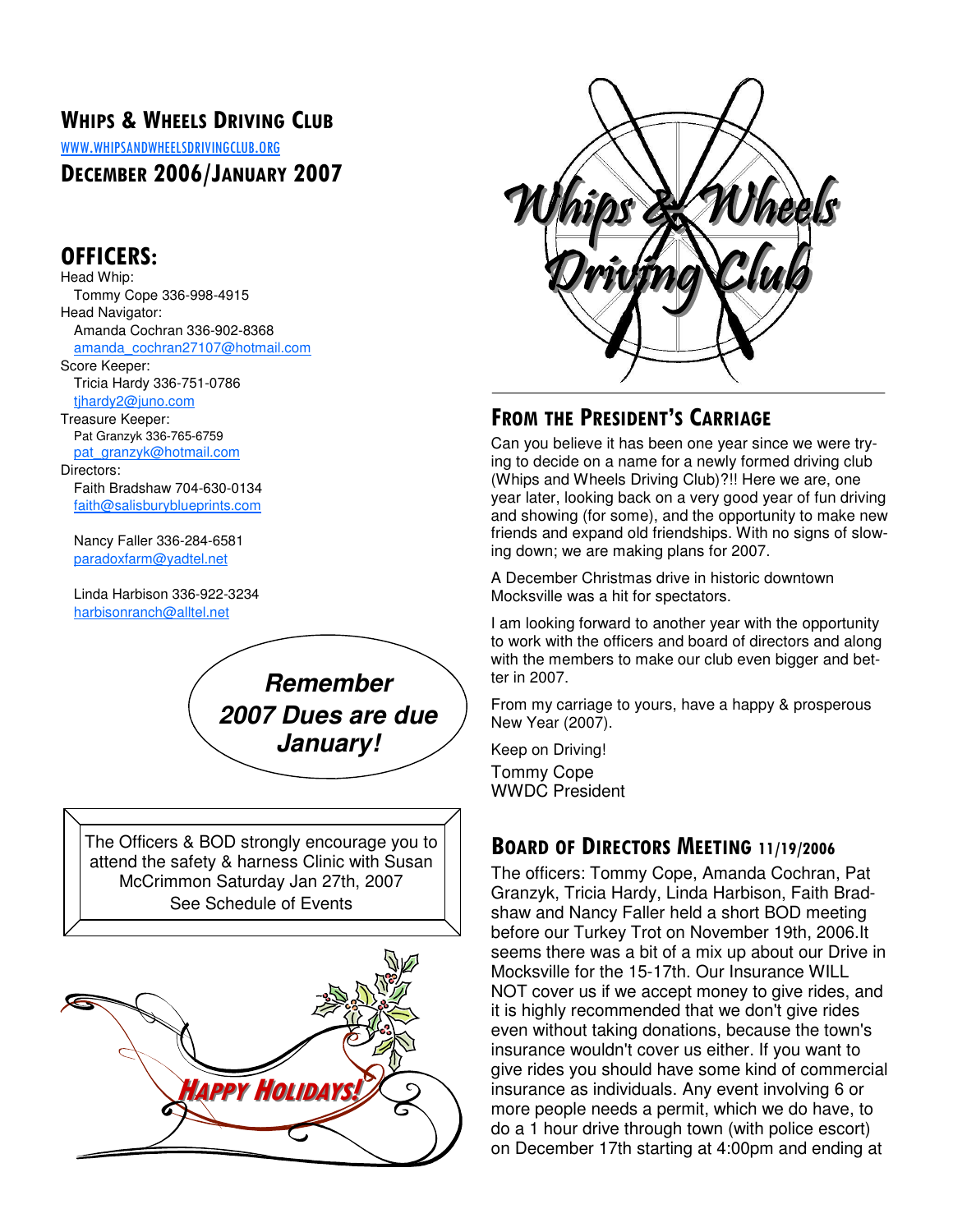# Whips & Wheels Driving Club

WWW.WHIPSANDWHEELSDRIVINGCLUB.ORG

## December 2006/January 2007

## OFFICERS:

Head Whip:
Tommy Cope 336-998-4915

Head Navigator:
Amanda Cochran 336-902-8368
amanda_cochran27107@hotmail.com

Score Keeper:
Tricia Hardy 336-751-0786
tjhardy2@juno.com

Treasure Keeper:
Pat Granzyk 336-765-6759
pat_granzyk@hotmail.com

Directors:
Faith Bradshaw 704-630-0134
faith@salisburyblueprints.com

Nancy Faller 336-284-6581
paradoxfarm@yadtel.net

Linda Harbison 336-922-3234
harbisonranch@alltel.net

***Remember 2007 Dues are due January!***

The Officers & BOD strongly encourage you to attend the safety & harness Clinic with Susan McCrimmon Saturday Jan 27th, 2007
See Schedule of Events

HAPPY HOLIDAYS!

## From the President's Carriage

Can you believe it has been one year since we were trying to decide on a name for a newly formed driving club (Whips and Wheels Driving Club)?!! Here we are, one year later, looking back on a very good year of fun driving and showing (for some), and the opportunity to make new friends and expand old friendships. With no signs of slowing down; we are making plans for 2007.

A December Christmas drive in historic downtown Mocksville was a hit for spectators.

I am looking forward to another year with the opportunity to work with the officers and board of directors and along with the members to make our club even bigger and better in 2007.

From my carriage to yours, have a happy & prosperous New Year (2007).

Keep on Driving!
Tommy Cope
WWDC President

## Board of Directors Meeting 11/19/2006

The officers: Tommy Cope, Amanda Cochran, Pat Granzyk, Tricia Hardy, Linda Harbison, Faith Bradshaw and Nancy Faller held a short BOD meeting before our Turkey Trot on November 19th, 2006.It seems there was a bit of a mix up about our Drive in Mocksville for the 15-17th. Our Insurance WILL NOT cover us if we accept money to give rides, and it is highly recommended that we don't give rides even without taking donations, because the town's insurance wouldn't cover us either. If you want to give rides you should have some kind of commercial insurance as individuals. Any event involving 6 or more people needs a permit, which we do have, to do a 1 hour drive through town (with police escort) on December 17th starting at 4:00pm and ending at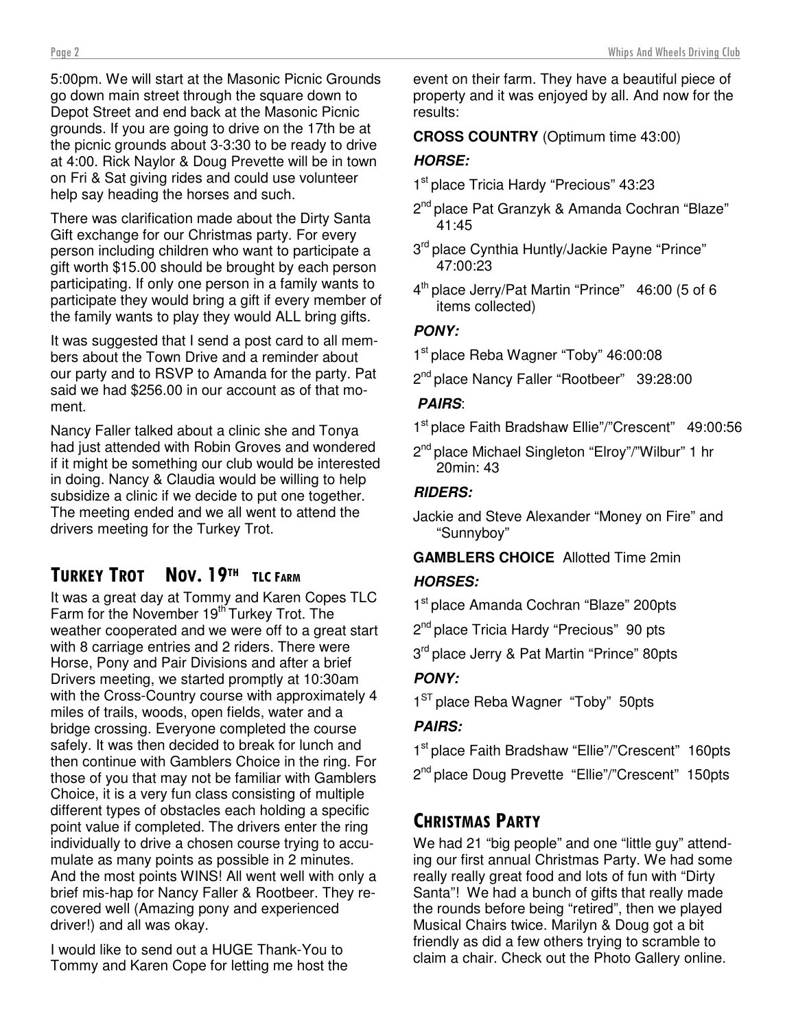5:00pm. We will start at the Masonic Picnic Grounds go down main street through the square down to Depot Street and end back at the Masonic Picnic grounds. If you are going to drive on the 17th be at the picnic grounds about 3-3:30 to be ready to drive at 4:00. Rick Naylor & Doug Prevette will be in town on Fri & Sat giving rides and could use volunteer help say heading the horses and such.

There was clarification made about the Dirty Santa Gift exchange for our Christmas party. For every person including children who want to participate a gift worth $15.00 should be brought by each person participating. If only one person in a family wants to participate they would bring a gift if every member of the family wants to play they would ALL bring gifts.

It was suggested that I send a post card to all members about the Town Drive and a reminder about our party and to RSVP to Amanda for the party. Pat said we had $256.00 in our account as of that moment.

Nancy Faller talked about a clinic she and Tonya had just attended with Robin Groves and wondered if it might be something our club would be interested in doing. Nancy & Claudia would be willing to help subsidize a clinic if we decide to put one together. The meeting ended and we all went to attend the drivers meeting for the Turkey Trot.

## Turkey Trot Nov. 19th TLC Farm

It was a great day at Tommy and Karen Copes TLC Farm for the November 19th Turkey Trot. The weather cooperated and we were off to a great start with 8 carriage entries and 2 riders. There were Horse, Pony and Pair Divisions and after a brief Drivers meeting, we started promptly at 10:30am with the Cross-Country course with approximately 4 miles of trails, woods, open fields, water and a bridge crossing. Everyone completed the course safely. It was then decided to break for lunch and then continue with Gamblers Choice in the ring. For those of you that may not be familiar with Gamblers Choice, it is a very fun class consisting of multiple different types of obstacles each holding a specific point value if completed. The drivers enter the ring individually to drive a chosen course trying to accumulate as many points as possible in 2 minutes. And the most points WINS! All went well with only a brief mis-hap for Nancy Faller & Rootbeer. They recovered well (Amazing pony and experienced driver!) and all was okay.

I would like to send out a HUGE Thank-You to Tommy and Karen Cope for letting me host the event on their farm. They have a beautiful piece of property and it was enjoyed by all. And now for the results:

**CROSS COUNTRY** (Optimum time 43:00)

***HORSE:***

1st place Tricia Hardy "Precious" 43:23

2nd place Pat Granzyk & Amanda Cochran "Blaze" 41:45

3rd place Cynthia Huntly/Jackie Payne "Prince" 47:00:23

4th place Jerry/Pat Martin "Prince" 46:00 (5 of 6 items collected)

***PONY:***

1st place Reba Wagner "Toby" 46:00:08

2nd place Nancy Faller "Rootbeer" 39:28:00

***PAIRS***:

1st place Faith Bradshaw Ellie"/"Crescent" 49:00:56

2nd place Michael Singleton "Elroy"/"Wilbur" 1 hr 20min: 43

***RIDERS:***

Jackie and Steve Alexander "Money on Fire" and "Sunnyboy"

**GAMBLERS CHOICE** Allotted Time 2min

***HORSES:***

1st place Amanda Cochran "Blaze" 200pts

2nd place Tricia Hardy "Precious" 90 pts

3rd place Jerry & Pat Martin "Prince" 80pts

***PONY:***

1ST place Reba Wagner "Toby" 50pts

***PAIRS:***

1st place Faith Bradshaw "Ellie"/"Crescent" 160pts

2nd place Doug Prevette "Ellie"/"Crescent" 150pts

## Christmas Party

We had 21 "big people" and one "little guy" attending our first annual Christmas Party. We had some really really great food and lots of fun with "Dirty Santa"! We had a bunch of gifts that really made the rounds before being "retired", then we played Musical Chairs twice. Marilyn & Doug got a bit friendly as did a few others trying to scramble to claim a chair. Check out the Photo Gallery online.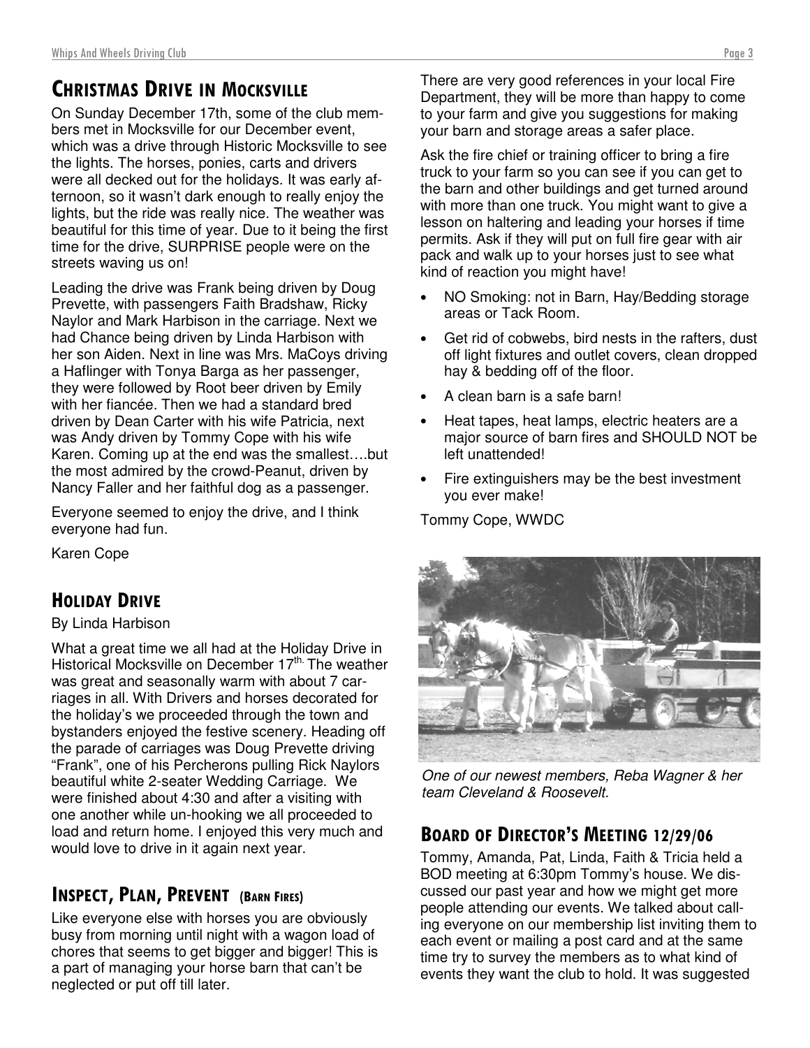## CHRISTMAS DRIVE IN MOCKSVILLE

On Sunday December 17th, some of the club members met in Mocksville for our December event, which was a drive through Historic Mocksville to see the lights. The horses, ponies, carts and drivers were all decked out for the holidays. It was early afternoon, so it wasn't dark enough to really enjoy the lights, but the ride was really nice. The weather was beautiful for this time of year. Due to it being the first time for the drive, SURPRISE people were on the streets waving us on!

Leading the drive was Frank being driven by Doug Prevette, with passengers Faith Bradshaw, Ricky Naylor and Mark Harbison in the carriage. Next we had Chance being driven by Linda Harbison with her son Aiden. Next in line was Mrs. MaCoys driving a Haflinger with Tonya Barga as her passenger, they were followed by Root beer driven by Emily with her fiancée. Then we had a standard bred driven by Dean Carter with his wife Patricia, next was Andy driven by Tommy Cope with his wife Karen. Coming up at the end was the smallest….but the most admired by the crowd-Peanut, driven by Nancy Faller and her faithful dog as a passenger.

Everyone seemed to enjoy the drive, and I think everyone had fun.

Karen Cope

## HOLIDAY DRIVE

By Linda Harbison

What a great time we all had at the Holiday Drive in Historical Mocksville on December 17th. The weather was great and seasonally warm with about 7 carriages in all. With Drivers and horses decorated for the holiday's we proceeded through the town and bystanders enjoyed the festive scenery. Heading off the parade of carriages was Doug Prevette driving "Frank", one of his Percherons pulling Rick Naylors beautiful white 2-seater Wedding Carriage. We were finished about 4:30 and after a visiting with one another while un-hooking we all proceeded to load and return home. I enjoyed this very much and would love to drive in it again next year.

## INSPECT, PLAN, PREVENT (BARN FIRES)

Like everyone else with horses you are obviously busy from morning until night with a wagon load of chores that seems to get bigger and bigger! This is a part of managing your horse barn that can't be neglected or put off till later.

There are very good references in your local Fire Department, they will be more than happy to come to your farm and give you suggestions for making your barn and storage areas a safer place.

Ask the fire chief or training officer to bring a fire truck to your farm so you can see if you can get to the barn and other buildings and get turned around with more than one truck. You might want to give a lesson on haltering and leading your horses if time permits. Ask if they will put on full fire gear with air pack and walk up to your horses just to see what kind of reaction you might have!

- NO Smoking: not in Barn, Hay/Bedding storage areas or Tack Room.
- Get rid of cobwebs, bird nests in the rafters, dust off light fixtures and outlet covers, clean dropped hay & bedding off of the floor.
- A clean barn is a safe barn!
- Heat tapes, heat lamps, electric heaters are a major source of barn fires and SHOULD NOT be left unattended!
- Fire extinguishers may be the best investment you ever make!

Tommy Cope, WWDC

*One of our newest members, Reba Wagner & her team Cleveland & Roosevelt.*

## BOARD OF DIRECTOR'S MEETING 12/29/06

Tommy, Amanda, Pat, Linda, Faith & Tricia held a BOD meeting at 6:30pm Tommy's house. We discussed our past year and how we might get more people attending our events. We talked about calling everyone on our membership list inviting them to each event or mailing a post card and at the same time try to survey the members as to what kind of events they want the club to hold. It was suggested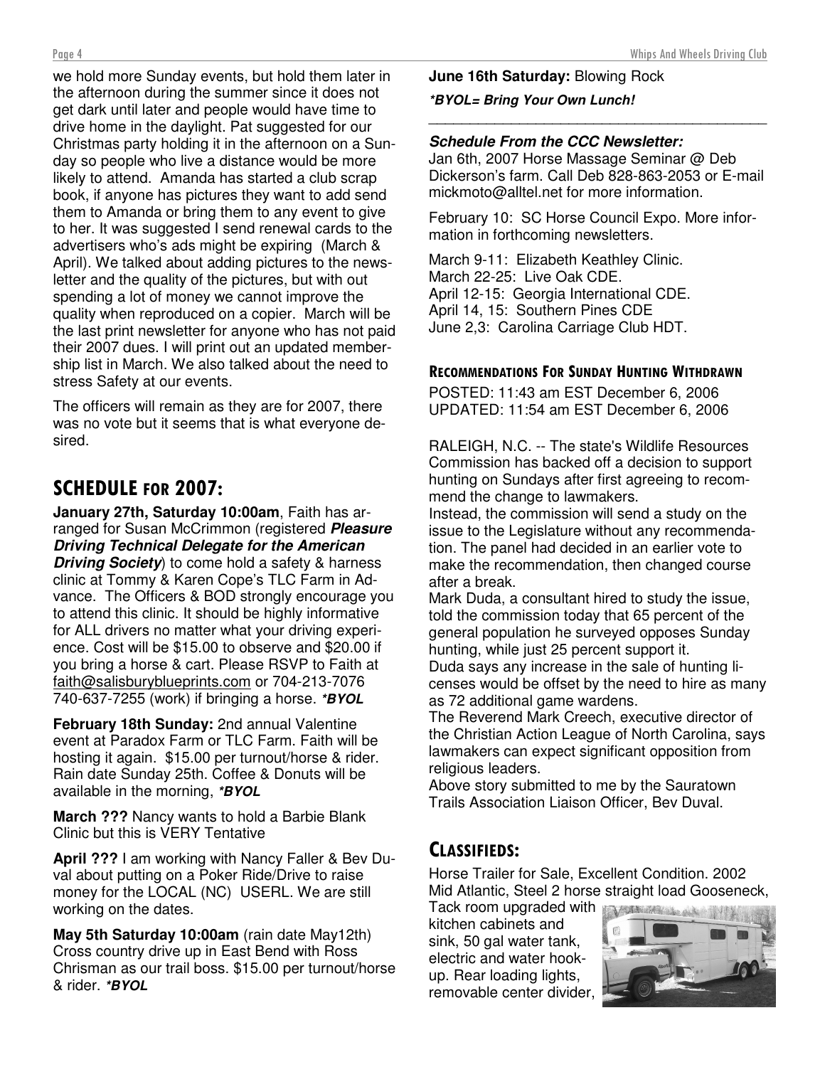we hold more Sunday events, but hold them later in the afternoon during the summer since it does not get dark until later and people would have time to drive home in the daylight. Pat suggested for our Christmas party holding it in the afternoon on a Sunday so people who live a distance would be more likely to attend. Amanda has started a club scrap book, if anyone has pictures they want to add send them to Amanda or bring them to any event to give to her. It was suggested I send renewal cards to the advertisers who's ads might be expiring (March & April). We talked about adding pictures to the newsletter and the quality of the pictures, but with out spending a lot of money we cannot improve the quality when reproduced on a copier. March will be the last print newsletter for anyone who has not paid their 2007 dues. I will print out an updated membership list in March. We also talked about the need to stress Safety at our events.

The officers will remain as they are for 2007, there was no vote but it seems that is what everyone desired.

## SCHEDULE FOR 2007:

**January 27th, Saturday 10:00am**, Faith has arranged for Susan McCrimmon (registered ***Pleasure Driving Technical Delegate for the American Driving Society***) to come hold a safety & harness clinic at Tommy & Karen Cope's TLC Farm in Advance. The Officers & BOD strongly encourage you to attend this clinic. It should be highly informative for ALL drivers no matter what your driving experience. Cost will be $15.00 to observe and $20.00 if you bring a horse & cart. Please RSVP to Faith at faith@salisburyblueprints.com or 704-213-7076 740-637-7255 (work) if bringing a horse. ***\*BYOL***

**February 18th Sunday:** 2nd annual Valentine event at Paradox Farm or TLC Farm. Faith will be hosting it again. $15.00 per turnout/horse & rider. Rain date Sunday 25th. Coffee & Donuts will be available in the morning, ***\*BYOL***

**March ???** Nancy wants to hold a Barbie Blank Clinic but this is VERY Tentative

**April ???** I am working with Nancy Faller & Bev Duval about putting on a Poker Ride/Drive to raise money for the LOCAL (NC) USERL. We are still working on the dates.

**May 5th Saturday 10:00am** (rain date May12th) Cross country drive up in East Bend with Ross Chrisman as our trail boss. $15.00 per turnout/horse & rider. ***\*BYOL***

**June 16th Saturday:** Blowing Rock

***\*BYOL= Bring Your Own Lunch!***

---

***Schedule From the CCC Newsletter:***

Jan 6th, 2007 Horse Massage Seminar @ Deb Dickerson's farm. Call Deb 828-863-2053 or E-mail mickmoto@alltel.net for more information.

February 10: SC Horse Council Expo. More information in forthcoming newsletters.

March 9-11: Elizabeth Keathley Clinic.
March 22-25: Live Oak CDE.
April 12-15: Georgia International CDE.
April 14, 15: Southern Pines CDE
June 2,3: Carolina Carriage Club HDT.

### RECOMMENDATIONS FOR SUNDAY HUNTING WITHDRAWN

POSTED: 11:43 am EST December 6, 2006
UPDATED: 11:54 am EST December 6, 2006

RALEIGH, N.C. -- The state's Wildlife Resources Commission has backed off a decision to support hunting on Sundays after first agreeing to recommend the change to lawmakers.
Instead, the commission will send a study on the issue to the Legislature without any recommendation. The panel had decided in an earlier vote to make the recommendation, then changed course after a break.
Mark Duda, a consultant hired to study the issue, told the commission today that 65 percent of the general population he surveyed opposes Sunday hunting, while just 25 percent support it.
Duda says any increase in the sale of hunting licenses would be offset by the need to hire as many as 72 additional game wardens.
The Reverend Mark Creech, executive director of the Christian Action League of North Carolina, says lawmakers can expect significant opposition from religious leaders.
Above story submitted to me by the Sauratown Trails Association Liaison Officer, Bev Duval.

## CLASSIFIEDS:

Horse Trailer for Sale, Excellent Condition. 2002 Mid Atlantic, Steel 2 horse straight load Gooseneck, Tack room upgraded with kitchen cabinets and sink, 50 gal water tank, electric and water hookup. Rear loading lights, removable center divider,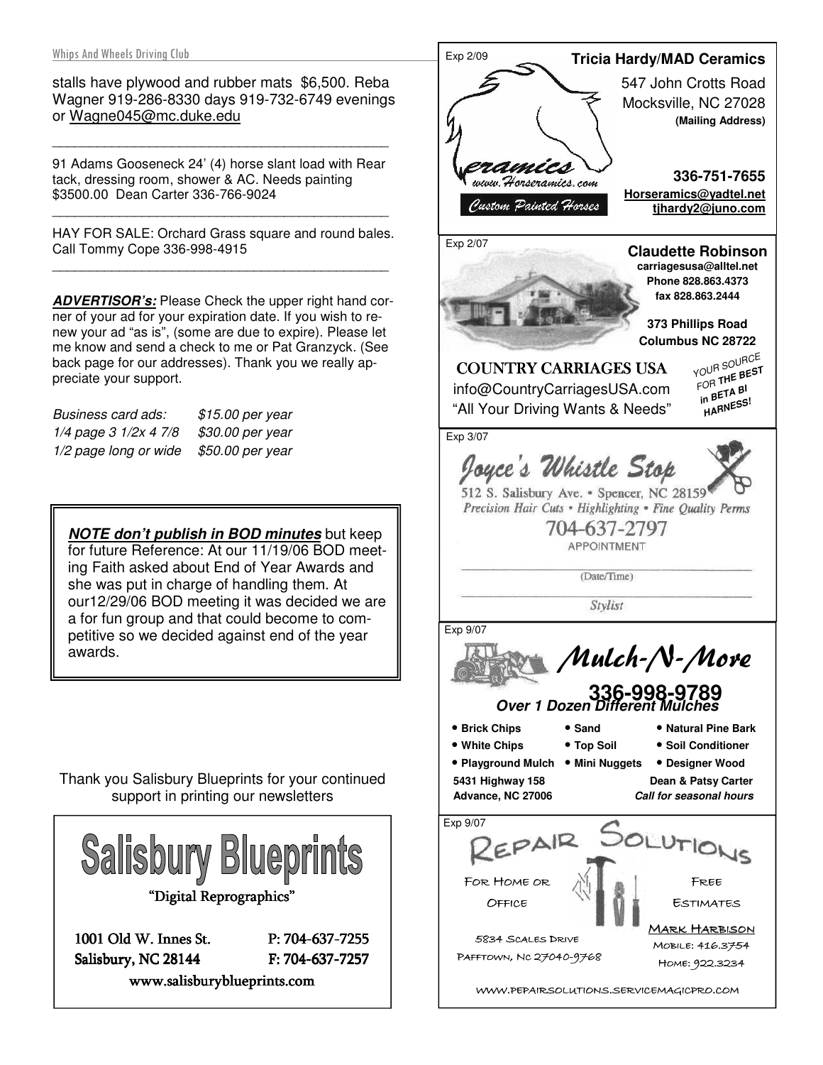stalls have plywood and rubber mats $6,500. Reba Wagner 919-286-8330 days 919-732-6749 evenings or Wagne045@mc.duke.edu

---

91 Adams Gooseneck 24' (4) horse slant load with Rear tack, dressing room, shower & AC. Needs painting $3500.00 Dean Carter 336-766-9024

---

HAY FOR SALE: Orchard Grass square and round bales. Call Tommy Cope 336-998-4915

---

***ADVERTISOR's:*** Please Check the upper right hand corner of your ad for your expiration date. If you wish to renew your ad "as is", (some are due to expire). Please let me know and send a check to me or Pat Granzyck. (See back page for our addresses). Thank you we really appreciate your support.

| | |
|---|---|
| *Business card ads:* | *$15.00 per year* |
| *1/4 page 3 1/2x 4 7/8* | *$30.00 per year* |
| *1/2 page long or wide* | *$50.00 per year* |

***NOTE don't publish in BOD minutes*** but keep for future Reference: At our 11/19/06 BOD meeting Faith asked about End of Year Awards and she was put in charge of handling them. At our12/29/06 BOD meeting it was decided we are a for fun group and that could become to competitive so we decided against end of the year awards.

Thank you Salisbury Blueprints for your continued support in printing our newsletters

**Salisbury Blueprints**
"Digital Reprographics"
1001 Old W. Innes St. — P: 704-637-7255
Salisbury, NC 28144 — F: 704-637-7257
www.salisburyblueprints.com

---

Exp 2/09

**Tricia Hardy/MAD Ceramics**
547 John Crotts Road
Mocksville, NC 27028
**(Mailing Address)**
**336-751-7655**
**Horseramics@yadtel.net**
**tjhardy2@juno.com**
Ceramics www.Horseramics.com
Custom Painted Horses

---

Exp 2/07

**Claudette Robinson**
**carriagesusa@alltel.net**
**Phone 828.863.4373**
**fax 828.863.2444**
**373 Phillips Road**
**Columbus NC 28722**

**COUNTRY CARRIAGES USA**
info@CountryCarriagesUSA.com
"All Your Driving Wants & Needs"
YOUR SOURCE FOR **THE BEST in BETA BI HARNESS!**

---

Exp 3/07

*Joyce's Whistle Stop*
512 S. Salisbury Ave. • Spencer, NC 28159
*Precision Hair Cuts • Highlighting • Fine Quality Perms*
704-637-2797
APPOINTMENT
(Date/Time)
*Stylist*

---

Exp 9/07

***Mulch-N-More***
**336-998-9789**
***Over 1 Dozen Different Mulches***

- **Brick Chips**
- **Sand**
- **Natural Pine Bark**
- **White Chips**
- **Top Soil**
- **Soil Conditioner**
- **Playground Mulch**
- **Mini Nuggets**
- **Designer Wood**

**5431 Highway 158**
**Advance, NC 27006**
**Dean & Patsy Carter**
***Call for seasonal hours***

---

Exp 9/07

REPAIR SOLUTIONS
FOR HOME OR OFFICE
FREE ESTIMATES
5834 SCALES DRIVE
PAFFTOWN, NC 27040-9768
MARK HARBISON
MOBILE: 416.3754
HOME: 922.3234
WWW.PEPAIRSOLUTIONS.SERVICEMAGICPRO.COM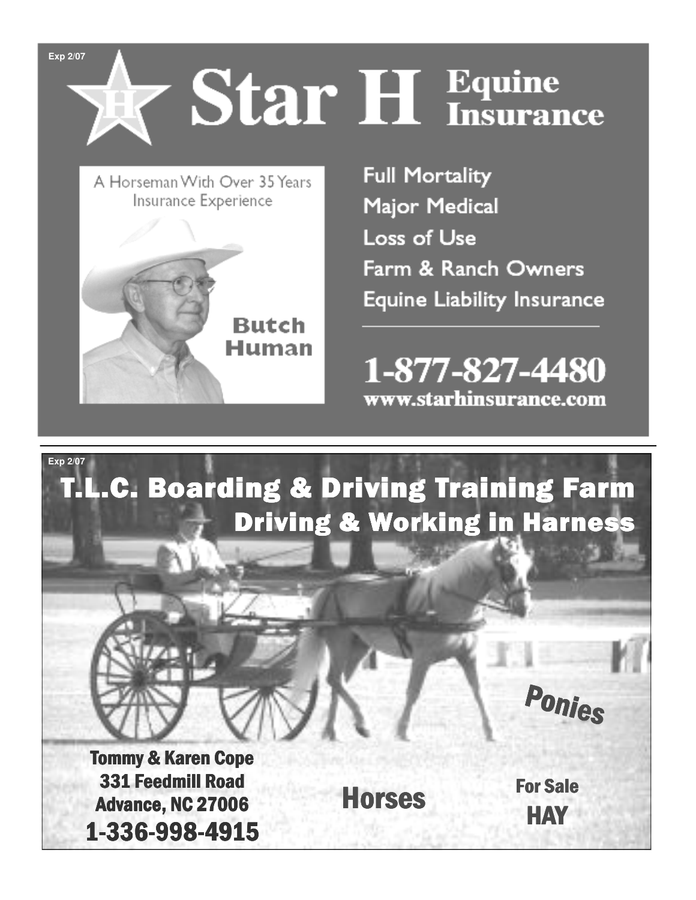Exp 2/07

# Star H Equine Insurance

A Horseman With Over 35 Years Insurance Experience

**Butch Human**

- Full Mortality
- Major Medical
- Loss of Use
- Farm & Ranch Owners
- Equine Liability Insurance

**1-877-827-4480**

www.starhinsurance.com

---

Exp 2/07

# T.L.C. Boarding & Driving Training Farm

## Driving & Working in Harness

**Tommy & Karen Cope**
**331 Feedmill Road**
**Advance, NC 27006**
**1-336-998-4915**

Ponies

Horses

For Sale

HAY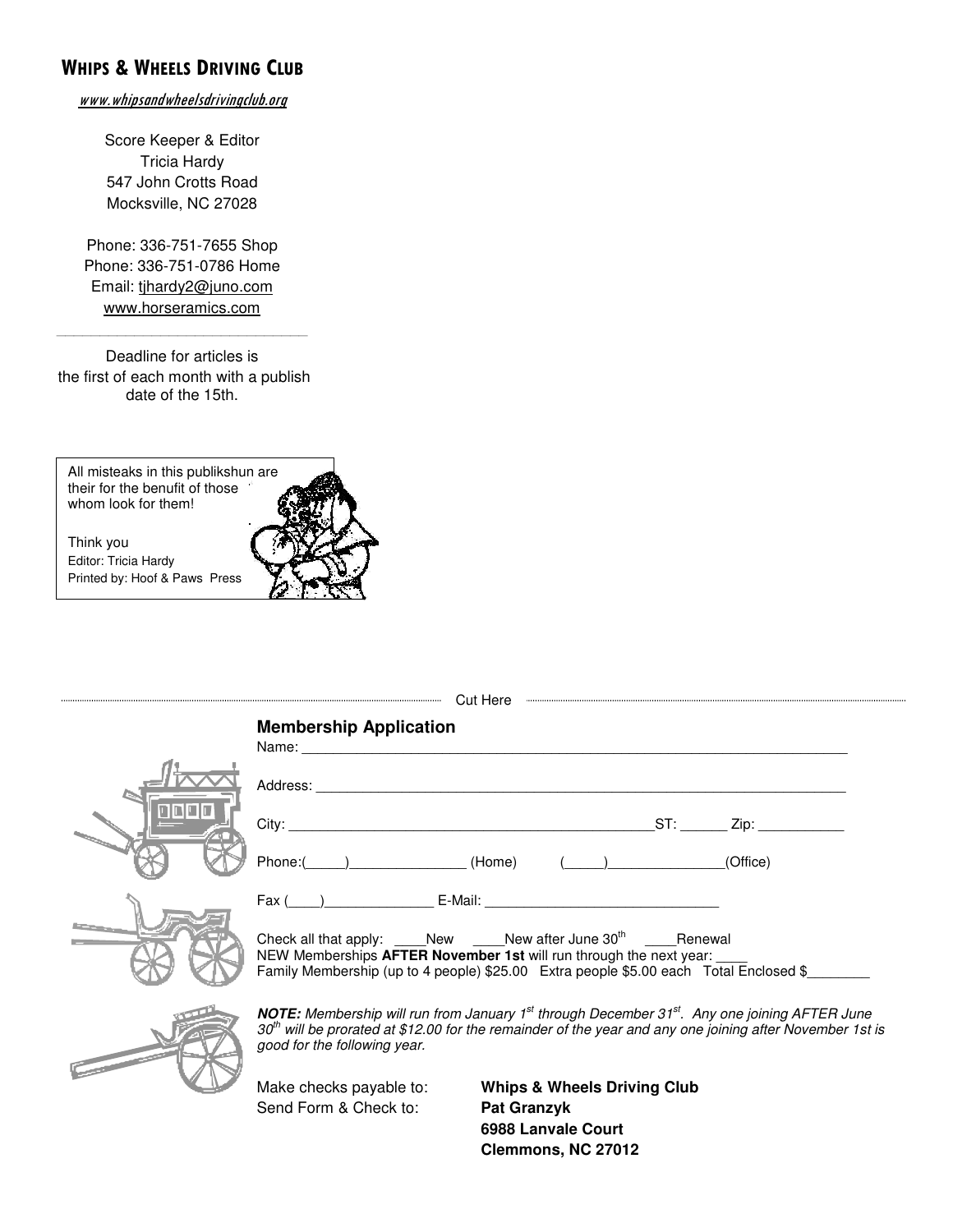## WHIPS & WHEELS DRIVING CLUB

www.whipsandwheelsdrivingclub.org

Score Keeper & Editor
Tricia Hardy
547 John Crotts Road
Mocksville, NC 27028

Phone: 336-751-7655 Shop
Phone: 336-751-0786 Home
Email: tjhardy2@juno.com
www.horseramics.com

---

Deadline for articles is the first of each month with a publish date of the 15th.

All misteaks in this publikshun are their for the benufit of those whom look for them!

Think you
Editor: Tricia Hardy
Printed by: Hoof & Paws Press

---

Cut Here

---

### Membership Application

Name: ______________________________________________

Address: ______________________________________________

City: ______________________________ ST: ______ Zip: ___________

Phone:(_____)_______________ (Home)     (_____)_______________(Office)

Fax (____)______________ E-Mail: ______________________________

Check all that apply: ____New ____New after June 30th ____Renewal

NEW Memberships **AFTER November 1st** will run through the next year: ____

Family Membership (up to 4 people) $25.00 Extra people $5.00 each Total Enclosed $________

***NOTE:*** *Membership will run from January 1st through December 31st. Any one joining AFTER June 30th will be prorated at $12.00 for the remainder of the year and any one joining after November 1st is good for the following year.*

Make checks payable to: **Whips & Wheels Driving Club**

Send Form & Check to: **Pat Granzyk**
**6988 Lanvale Court**
**Clemmons, NC 27012**